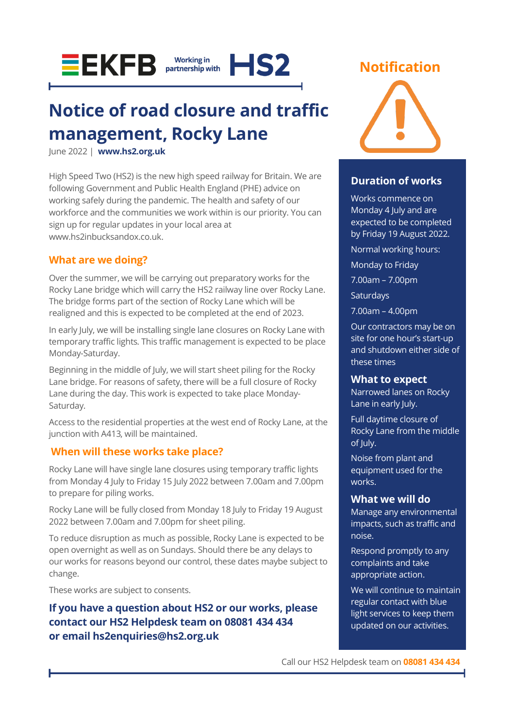EKFB Working in partnership with HS2

# Notice of road closure and traffic management, Rocky Lane

June 2022 | **www.hs2.org.uk**

High Speed Two (HS2) is the new high speed railway for Britain. We are following Government and Public Health England (PHE) advice on working safely during the pandemic. The health and safety of our workforce and the communities we work within is our priority. You can sign up for regular updates in your local area at www.hs2inbucksandox.co.uk.

## What are we doing?

Over the summer, we will be carrying out preparatory works for the Rocky Lane bridge which will carry the HS2 railway line over Rocky Lane. The bridge forms part of the section of Rocky Lane which will be realigned and this is expected to be completed at the end of 2023.

In early July, we will be installing single lane closures on Rocky Lane with temporary traffic lights. This traffic management is expected to be place Monday-Saturday.

Beginning in the middle of July, we will start sheet piling for the Rocky Lane bridge. For reasons of safety, there will be a full closure of Rocky Lane during the day. This work is expected to take place Monday-Saturday.

Access to the residential properties at the west end of Rocky Lane, at the junction with A413, will be maintained.

## When will these works take place?

Rocky Lane will have single lane closures using temporary traffic lights from Monday 4 July to Friday 15 July 2022 between 7.00am and 7.00pm to prepare for piling works.

Rocky Lane will be fully closed from Monday 18 July to Friday 19 August 2022 between 7.00am and 7.00pm for sheet piling.

To reduce disruption as much as possible, Rocky Lane is expected to be open overnight as well as on Sundays. Should there be any delays to our works for reasons beyond our control, these dates maybe subject to change.

These works are subject to consents.

**If you have a question about HS2 or our works, please contact our HS2 Helpdesk team on 08081 434 434 or email hs2enquiries@hs2.org.uk**

## Notification

### Duration of works

Works commence on Monday 4 July and are expected to be completed by Friday 19 August 2022.

Normal working hours:

Monday to Friday

7.00am – 7.00pm

Saturdays

7.00am – 4.00pm

Our contractors may be on site for one hour's start-up and shutdown either side of these times

### What to expect

Narrowed lanes on Rocky Lane in early July.

Full daytime closure of Rocky Lane from the middle of July.

Noise from plant and equipment used for the works.

### What we will do

Manage any environmental impacts, such as traffic and noise.

Respond promptly to any complaints and take appropriate action.

We will continue to maintain regular contact with blue light services to keep them updated on our activities.

Call our HS2 Helpdesk team on **08081 434 434**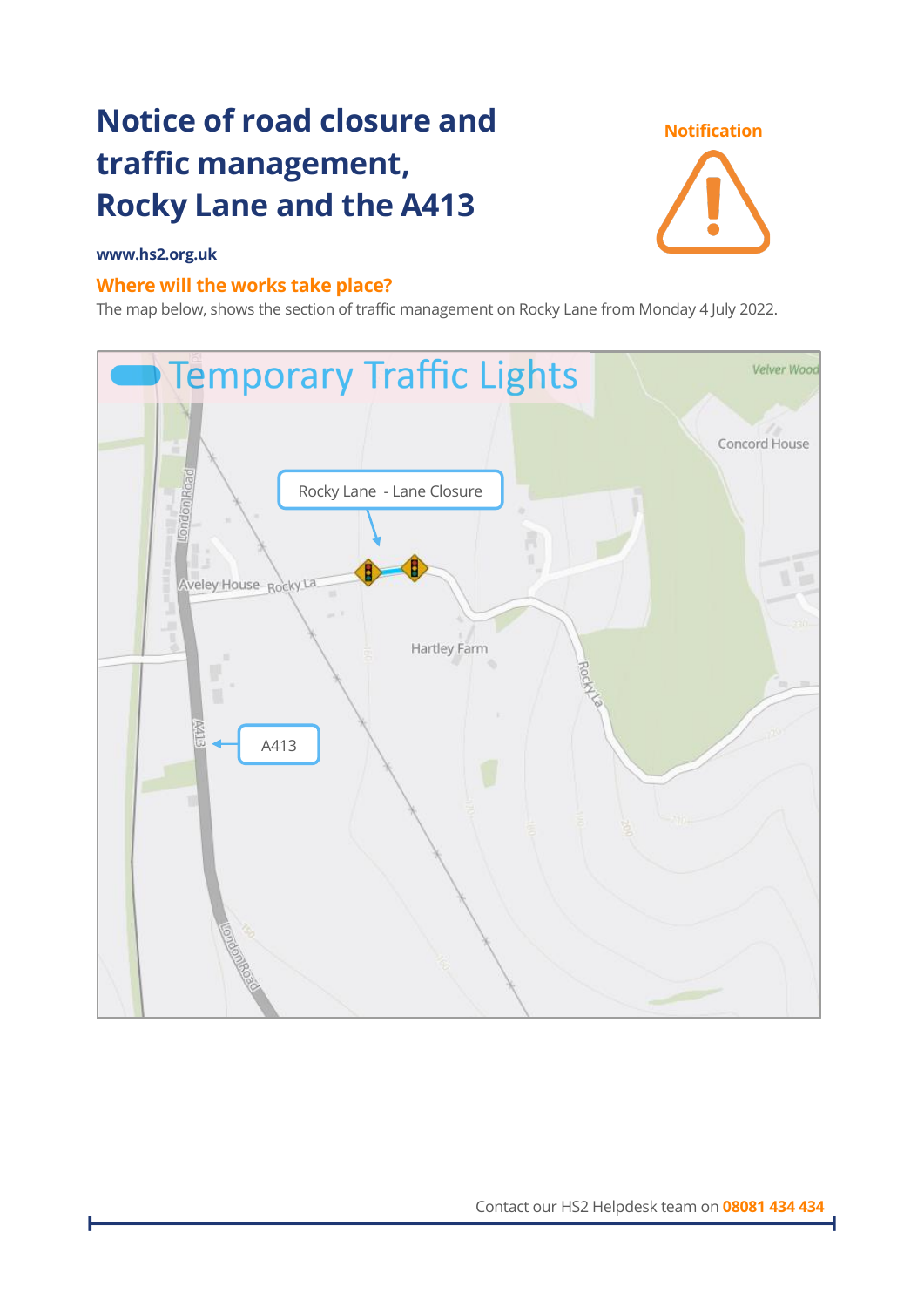# Notice of road closure and traffic management, Rocky Lane and the A413

**Notification**

**www.hs2.org.uk**

## Where will the works take place?

The map below, shows the section of traffic management on Rocky Lane from Monday 4 July 2022.

Temporary Traffic Lights

Rocky Lane - Lane Closure

A413

Velver Wood

Concord House

Aveley House

Rocky La

Hartley Farm

London Road

Contact our HS2 Helpdesk team on **08081 434 434**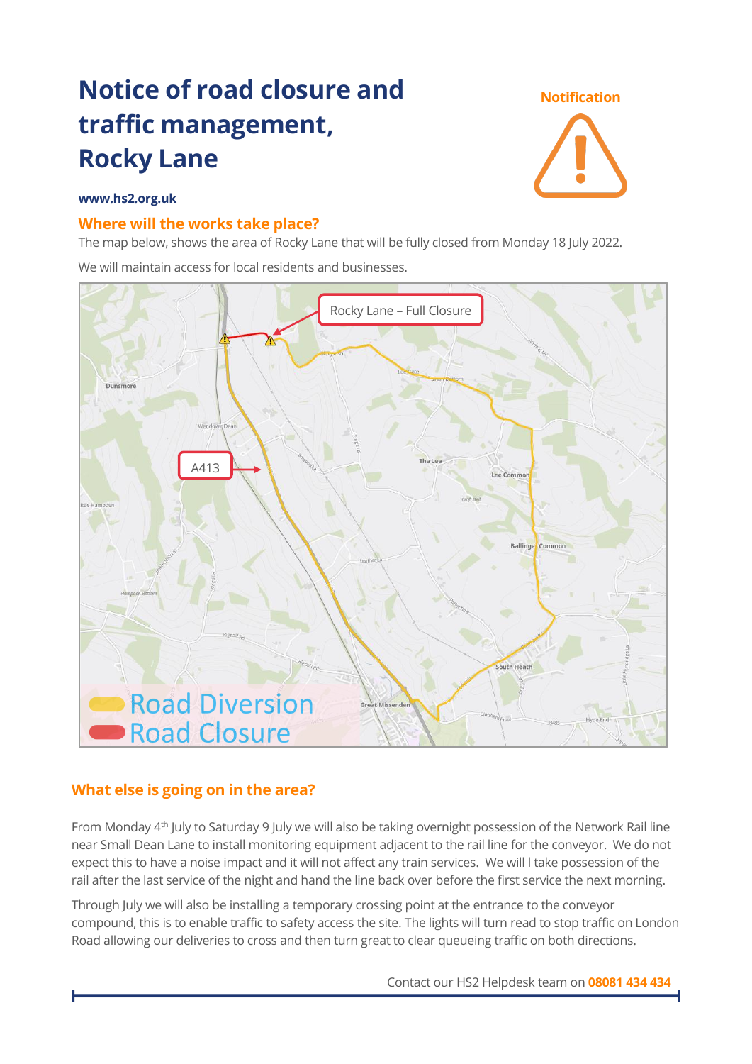# Notice of road closure and traffic management, Rocky Lane

Notification

**www.hs2.org.uk**

## Where will the works take place?

The map below, shows the area of Rocky Lane that will be fully closed from Monday 18 July 2022.

We will maintain access for local residents and businesses.

Rocky Lane – Full Closure

A413

Road Diversion

Road Closure

## What else is going on in the area?

From Monday 4th July to Saturday 9 July we will also be taking overnight possession of the Network Rail line near Small Dean Lane to install monitoring equipment adjacent to the rail line for the conveyor. We do not expect this to have a noise impact and it will not affect any train services. We will l take possession of the rail after the last service of the night and hand the line back over before the first service the next morning.

Through July we will also be installing a temporary crossing point at the entrance to the conveyor compound, this is to enable traffic to safety access the site. The lights will turn read to stop traffic on London Road allowing our deliveries to cross and then turn great to clear queueing traffic on both directions.

Contact our HS2 Helpdesk team on **08081 434 434**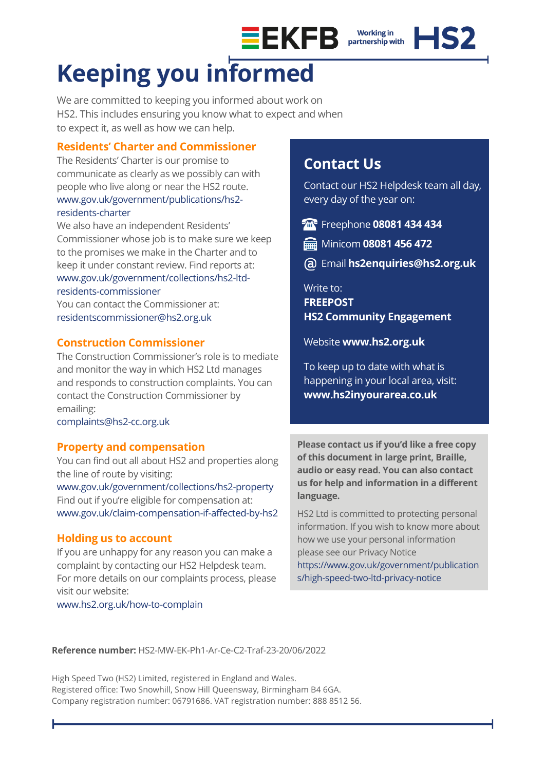EKFB Working in partnership with HS2

# Keeping you informed

We are committed to keeping you informed about work on HS2. This includes ensuring you know what to expect and when to expect it, as well as how we can help.

## Residents' Charter and Commissioner

The Residents' Charter is our promise to communicate as clearly as we possibly can with people who live along or near the HS2 route.
www.gov.uk/government/publications/hs2-residents-charter
We also have an independent Residents' Commissioner whose job is to make sure we keep to the promises we make in the Charter and to keep it under constant review. Find reports at:
www.gov.uk/government/collections/hs2-ltd-residents-commissioner
You can contact the Commissioner at:
residentscommissioner@hs2.org.uk

## Construction Commissioner

The Construction Commissioner's role is to mediate and monitor the way in which HS2 Ltd manages and responds to construction complaints. You can contact the Construction Commissioner by emailing:
complaints@hs2-cc.org.uk

## Property and compensation

You can find out all about HS2 and properties along the line of route by visiting:
www.gov.uk/government/collections/hs2-property
Find out if you're eligible for compensation at:
www.gov.uk/claim-compensation-if-affected-by-hs2

## Holding us to account

If you are unhappy for any reason you can make a complaint by contacting our HS2 Helpdesk team. For more details on our complaints process, please visit our website:
www.hs2.org.uk/how-to-complain

## Contact Us

Contact our HS2 Helpdesk team all day, every day of the year on:

- Freephone **08081 434 434**
- Minicom **08081 456 472**
- Email **hs2enquiries@hs2.org.uk**

Write to:
**FREEPOST**
**HS2 Community Engagement**

Website **www.hs2.org.uk**

To keep up to date with what is happening in your local area, visit:
**www.hs2inyourarea.co.uk**

**Please contact us if you'd like a free copy of this document in large print, Braille, audio or easy read. You can also contact us for help and information in a different language.**

HS2 Ltd is committed to protecting personal information. If you wish to know more about how we use your personal information please see our Privacy Notice
https://www.gov.uk/government/publications/high-speed-two-ltd-privacy-notice

**Reference number:** HS2-MW-EK-Ph1-Ar-Ce-C2-Traf-23-20/06/2022

High Speed Two (HS2) Limited, registered in England and Wales.
Registered office: Two Snowhill, Snow Hill Queensway, Birmingham B4 6GA.
Company registration number: 06791686. VAT registration number: 888 8512 56.